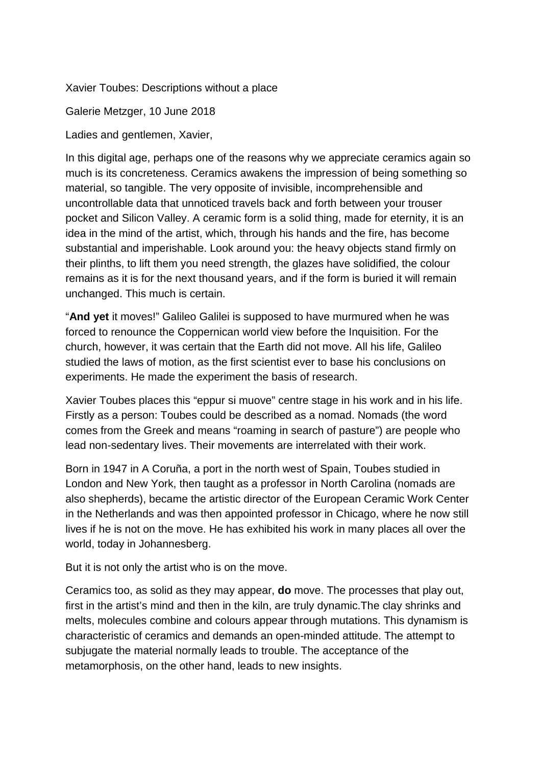Xavier Toubes: Descriptions without a place

Galerie Metzger, 10 June 2018

Ladies and gentlemen, Xavier,

In this digital age, perhaps one of the reasons why we appreciate ceramics again so much is its concreteness. Ceramics awakens the impression of being something so material, so tangible. The very opposite of invisible, incomprehensible and uncontrollable data that unnoticed travels back and forth between your trouser pocket and Silicon Valley. A ceramic form is a solid thing, made for eternity, it is an idea in the mind of the artist, which, through his hands and the fire, has become substantial and imperishable. Look around you: the heavy objects stand firmly on their plinths, to lift them you need strength, the glazes have solidified, the colour remains as it is for the next thousand years, and if the form is buried it will remain unchanged. This much is certain.

"**And yet** it moves!" Galileo Galilei is supposed to have murmured when he was forced to renounce the Coppernican world view before the Inquisition. For the church, however, it was certain that the Earth did not move. All his life, Galileo studied the laws of motion, as the first scientist ever to base his conclusions on experiments. He made the experiment the basis of research.

Xavier Toubes places this "eppur si muove" centre stage in his work and in his life. Firstly as a person: Toubes could be described as a nomad. Nomads (the word comes from the Greek and means "roaming in search of pasture") are people who lead non-sedentary lives. Their movements are interrelated with their work.

Born in 1947 in A Coruña, a port in the north west of Spain, Toubes studied in London and New York, then taught as a professor in North Carolina (nomads are also shepherds), became the artistic director of the European Ceramic Work Center in the Netherlands and was then appointed professor in Chicago, where he now still lives if he is not on the move. He has exhibited his work in many places all over the world, today in Johannesberg.

But it is not only the artist who is on the move.

Ceramics too, as solid as they may appear, **do** move. The processes that play out, first in the artist's mind and then in the kiln, are truly dynamic.The clay shrinks and melts, molecules combine and colours appear through mutations. This dynamism is characteristic of ceramics and demands an open-minded attitude. The attempt to subjugate the material normally leads to trouble. The acceptance of the metamorphosis, on the other hand, leads to new insights.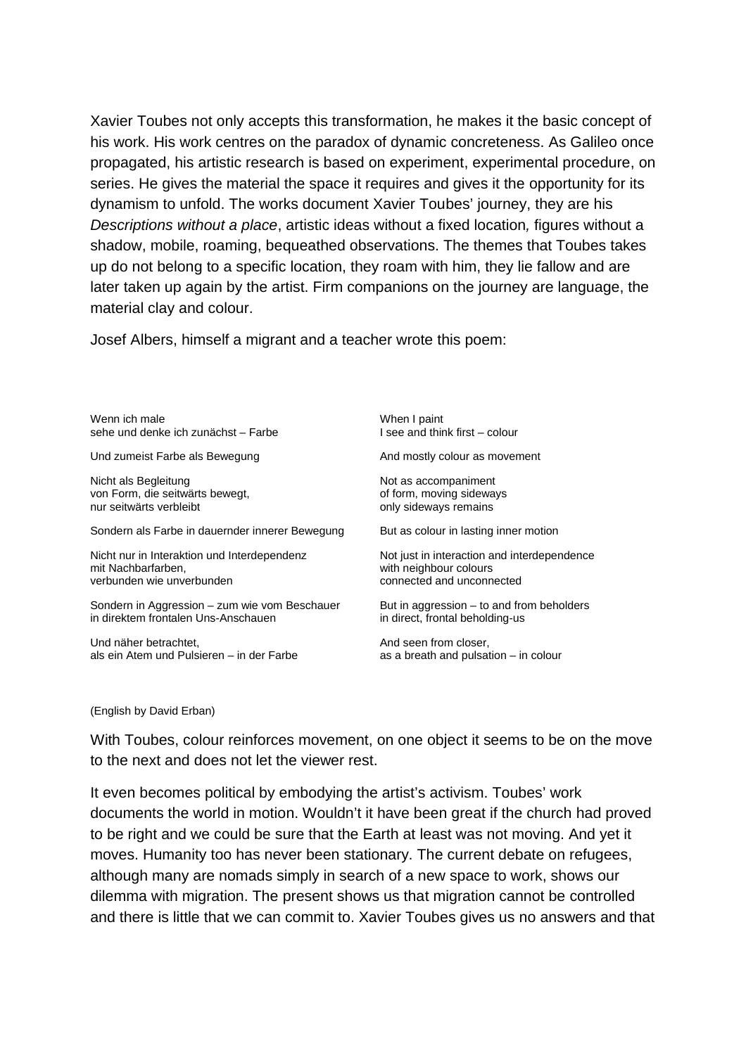Xavier Toubes not only accepts this transformation, he makes it the basic concept of his work. His work centres on the paradox of dynamic concreteness. As Galileo once propagated, his artistic research is based on experiment, experimental procedure, on series. He gives the material the space it requires and gives it the opportunity for its dynamism to unfold. The works document Xavier Toubes' journey, they are his *Descriptions without a place*, artistic ideas without a fixed location, figures without a shadow, mobile, roaming, bequeathed observations. The themes that Toubes takes up do not belong to a specific location, they roam with him, they lie fallow and are later taken up again by the artist. Firm companions on the journey are language, the material clay and colour.

Josef Albers, himself a migrant and a teacher wrote this poem:

| | |
|---|---|
| Wenn ich male<br>sehe und denke ich zunächst – Farbe | When I paint<br>I see and think first – colour |
| Und zumeist Farbe als Bewegung | And mostly colour as movement |
| Nicht als Begleitung<br>von Form, die seitwärts bewegt,<br>nur seitwärts verbleibt | Not as accompaniment<br>of form, moving sideways<br>only sideways remains |
| Sondern als Farbe in dauernder innerer Bewegung | But as colour in lasting inner motion |
| Nicht nur in Interaktion und Interdependenz<br>mit Nachbarfarben,<br>verbunden wie unverbunden | Not just in interaction and interdependence<br>with neighbour colours<br>connected and unconnected |
| Sondern in Aggression – zum wie vom Beschauer<br>in direktem frontalen Uns-Anschauen | But in aggression – to and from beholders<br>in direct, frontal beholding-us |
| Und näher betrachtet,<br>als ein Atem und Pulsieren – in der Farbe | And seen from closer,<br>as a breath and pulsation – in colour |

(English by David Erban)

With Toubes, colour reinforces movement, on one object it seems to be on the move to the next and does not let the viewer rest.

It even becomes political by embodying the artist's activism. Toubes' work documents the world in motion. Wouldn't it have been great if the church had proved to be right and we could be sure that the Earth at least was not moving. And yet it moves. Humanity too has never been stationary. The current debate on refugees, although many are nomads simply in search of a new space to work, shows our dilemma with migration. The present shows us that migration cannot be controlled and there is little that we can commit to. Xavier Toubes gives us no answers and that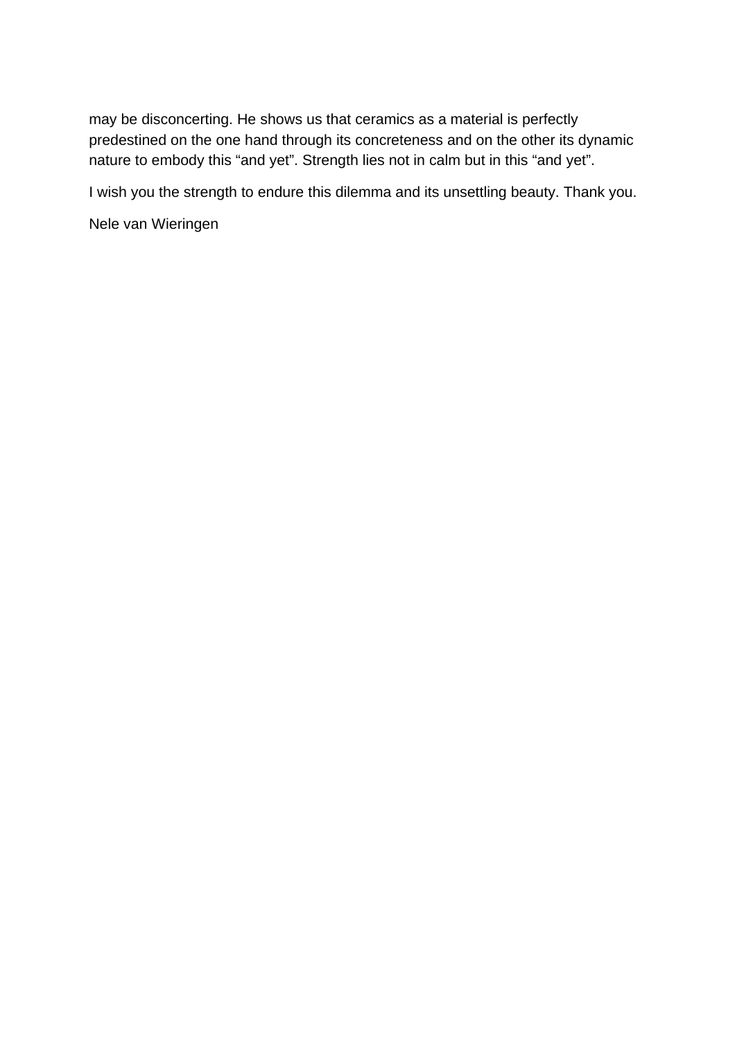may be disconcerting. He shows us that ceramics as a material is perfectly predestined on the one hand through its concreteness and on the other its dynamic nature to embody this “and yet”. Strength lies not in calm but in this “and yet”.

I wish you the strength to endure this dilemma and its unsettling beauty. Thank you.

Nele van Wieringen